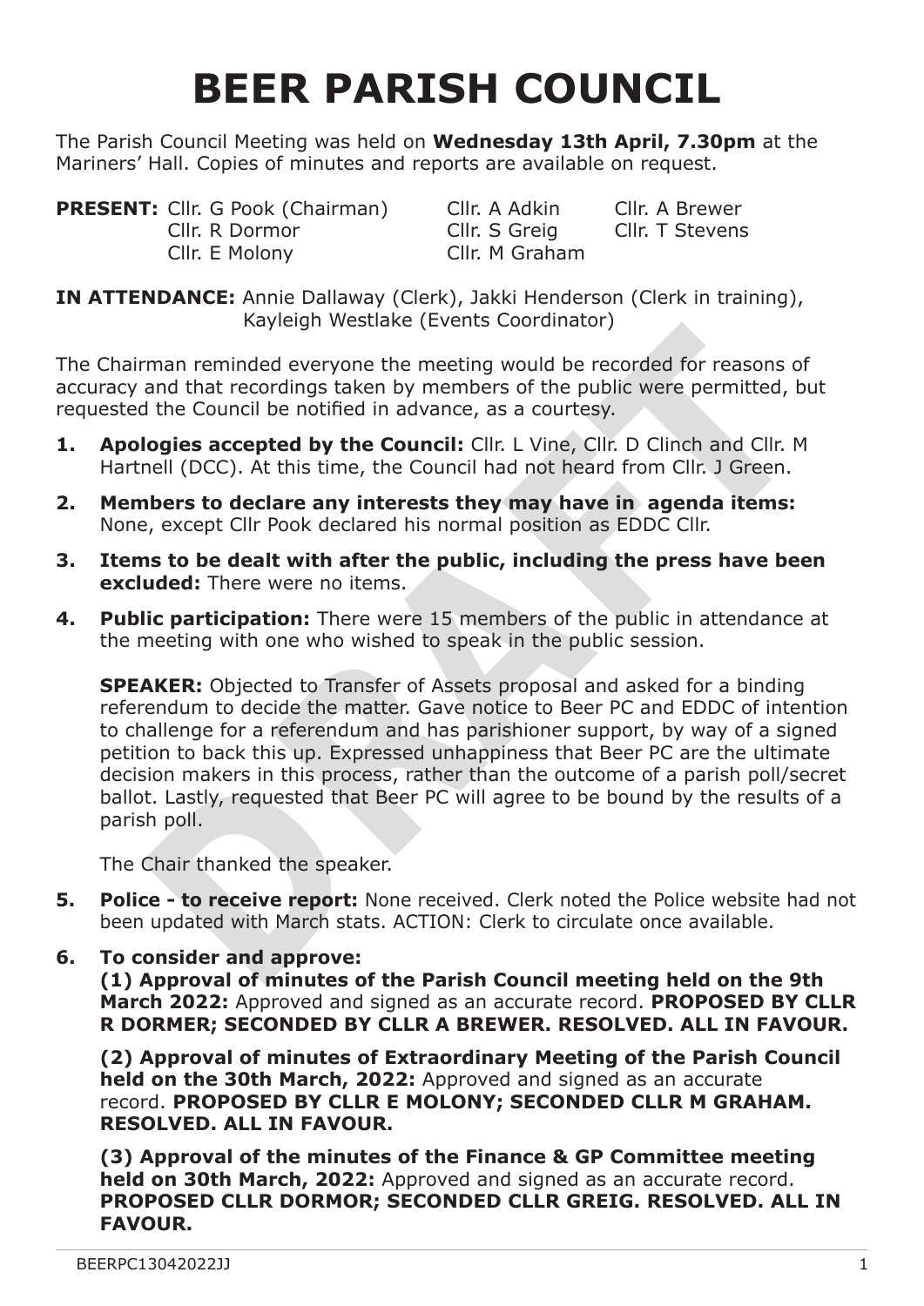# BEER PARISH COUNCIL

The Parish Council Meeting was held on **Wednesday 13th April, 7.30pm** at the Mariners' Hall. Copies of minutes and reports are available on request.

**PRESENT:** Cllr. G Pook (Chairman), Cllr. A Adkin, Cllr. A Brewer, Cllr. R Dormor, Cllr. S Greig, Cllr. T Stevens, Cllr. E Molony, Cllr. M Graham

**IN ATTENDANCE:** Annie Dallaway (Clerk), Jakki Henderson (Clerk in training), Kayleigh Westlake (Events Coordinator)

The Chairman reminded everyone the meeting would be recorded for reasons of accuracy and that recordings taken by members of the public were permitted, but requested the Council be notified in advance, as a courtesy.

1. **Apologies accepted by the Council:** Cllr. L Vine, Cllr. D Clinch and Cllr. M Hartnell (DCC). At this time, the Council had not heard from Cllr. J Green.

2. **Members to declare any interests they may have in agenda items:** None, except Cllr Pook declared his normal position as EDDC Cllr.

3. **Items to be dealt with after the public, including the press have been excluded:** There were no items.

4. **Public participation:** There were 15 members of the public in attendance at the meeting with one who wished to speak in the public session.

   **SPEAKER:** Objected to Transfer of Assets proposal and asked for a binding referendum to decide the matter. Gave notice to Beer PC and EDDC of intention to challenge for a referendum and has parishioner support, by way of a signed petition to back this up. Expressed unhappiness that Beer PC are the ultimate decision makers in this process, rather than the outcome of a parish poll/secret ballot. Lastly, requested that Beer PC will agree to be bound by the results of a parish poll.

   The Chair thanked the speaker.

5. **Police - to receive report:** None received. Clerk noted the Police website had not been updated with March stats. ACTION: Clerk to circulate once available.

6. **To consider and approve:**

   **(1) Approval of minutes of the Parish Council meeting held on the 9th March 2022:** Approved and signed as an accurate record. **PROPOSED BY CLLR R DORMER; SECONDED BY CLLR A BREWER. RESOLVED. ALL IN FAVOUR.**

   **(2) Approval of minutes of Extraordinary Meeting of the Parish Council held on the 30th March, 2022:** Approved and signed as an accurate record. **PROPOSED BY CLLR E MOLONY; SECONDED CLLR M GRAHAM. RESOLVED. ALL IN FAVOUR.**

   **(3) Approval of the minutes of the Finance & GP Committee meeting held on 30th March, 2022:** Approved and signed as an accurate record. **PROPOSED CLLR DORMOR; SECONDED CLLR GREIG. RESOLVED. ALL IN FAVOUR.**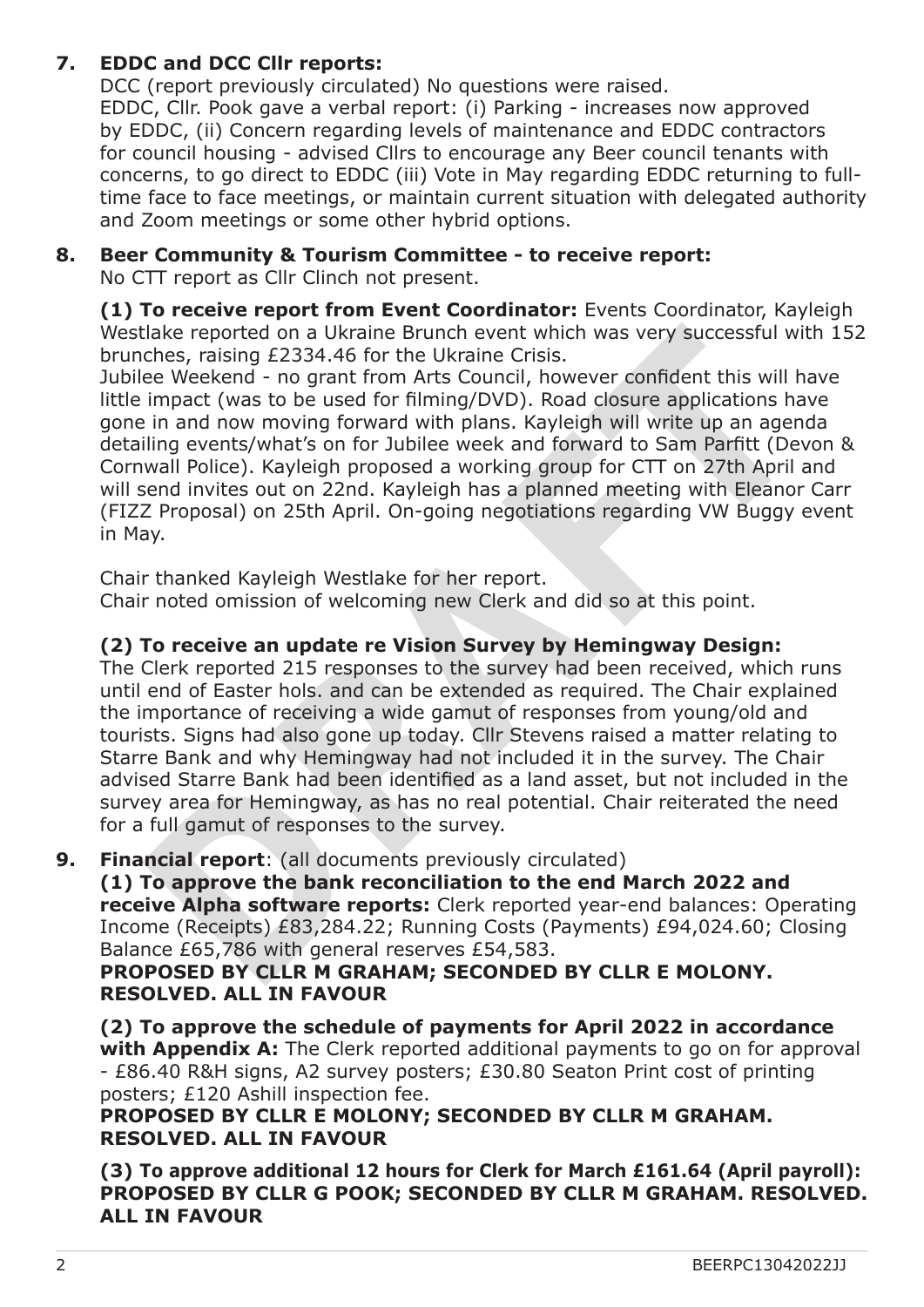**7. EDDC and DCC Cllr reports:**

DCC (report previously circulated) No questions were raised.
EDDC, Cllr. Pook gave a verbal report: (i) Parking - increases now approved by EDDC, (ii) Concern regarding levels of maintenance and EDDC contractors for council housing - advised Cllrs to encourage any Beer council tenants with concerns, to go direct to EDDC (iii) Vote in May regarding EDDC returning to full-time face to face meetings, or maintain current situation with delegated authority and Zoom meetings or some other hybrid options.

**8. Beer Community & Tourism Committee - to receive report:**

No CTT report as Cllr Clinch not present.

**(1) To receive report from Event Coordinator:** Events Coordinator, Kayleigh Westlake reported on a Ukraine Brunch event which was very successful with 152 brunches, raising £2334.46 for the Ukraine Crisis.
Jubilee Weekend - no grant from Arts Council, however confident this will have little impact (was to be used for filming/DVD). Road closure applications have gone in and now moving forward with plans. Kayleigh will write up an agenda detailing events/what's on for Jubilee week and forward to Sam Parfitt (Devon & Cornwall Police). Kayleigh proposed a working group for CTT on 27th April and will send invites out on 22nd. Kayleigh has a planned meeting with Eleanor Carr (FIZZ Proposal) on 25th April. On-going negotiations regarding VW Buggy event in May.

Chair thanked Kayleigh Westlake for her report.
Chair noted omission of welcoming new Clerk and did so at this point.

**(2) To receive an update re Vision Survey by Hemingway Design:**
The Clerk reported 215 responses to the survey had been received, which runs until end of Easter hols. and can be extended as required. The Chair explained the importance of receiving a wide gamut of responses from young/old and tourists. Signs had also gone up today. Cllr Stevens raised a matter relating to Starre Bank and why Hemingway had not included it in the survey. The Chair advised Starre Bank had been identified as a land asset, but not included in the survey area for Hemingway, as has no real potential. Chair reiterated the need for a full gamut of responses to the survey.

**9. Financial report**: (all documents previously circulated)

**(1) To approve the bank reconciliation to the end March 2022 and receive Alpha software reports:** Clerk reported year-end balances: Operating Income (Receipts) £83,284.22; Running Costs (Payments) £94,024.60; Closing Balance £65,786 with general reserves £54,583.
**PROPOSED BY CLLR M GRAHAM; SECONDED BY CLLR E MOLONY. RESOLVED. ALL IN FAVOUR**

**(2) To approve the schedule of payments for April 2022 in accordance with Appendix A:** The Clerk reported additional payments to go on for approval - £86.40 R&H signs, A2 survey posters; £30.80 Seaton Print cost of printing posters; £120 Ashill inspection fee.
**PROPOSED BY CLLR E MOLONY; SECONDED BY CLLR M GRAHAM. RESOLVED. ALL IN FAVOUR**

**(3) To approve additional 12 hours for Clerk for March £161.64 (April payroll): PROPOSED BY CLLR G POOK; SECONDED BY CLLR M GRAHAM. RESOLVED. ALL IN FAVOUR**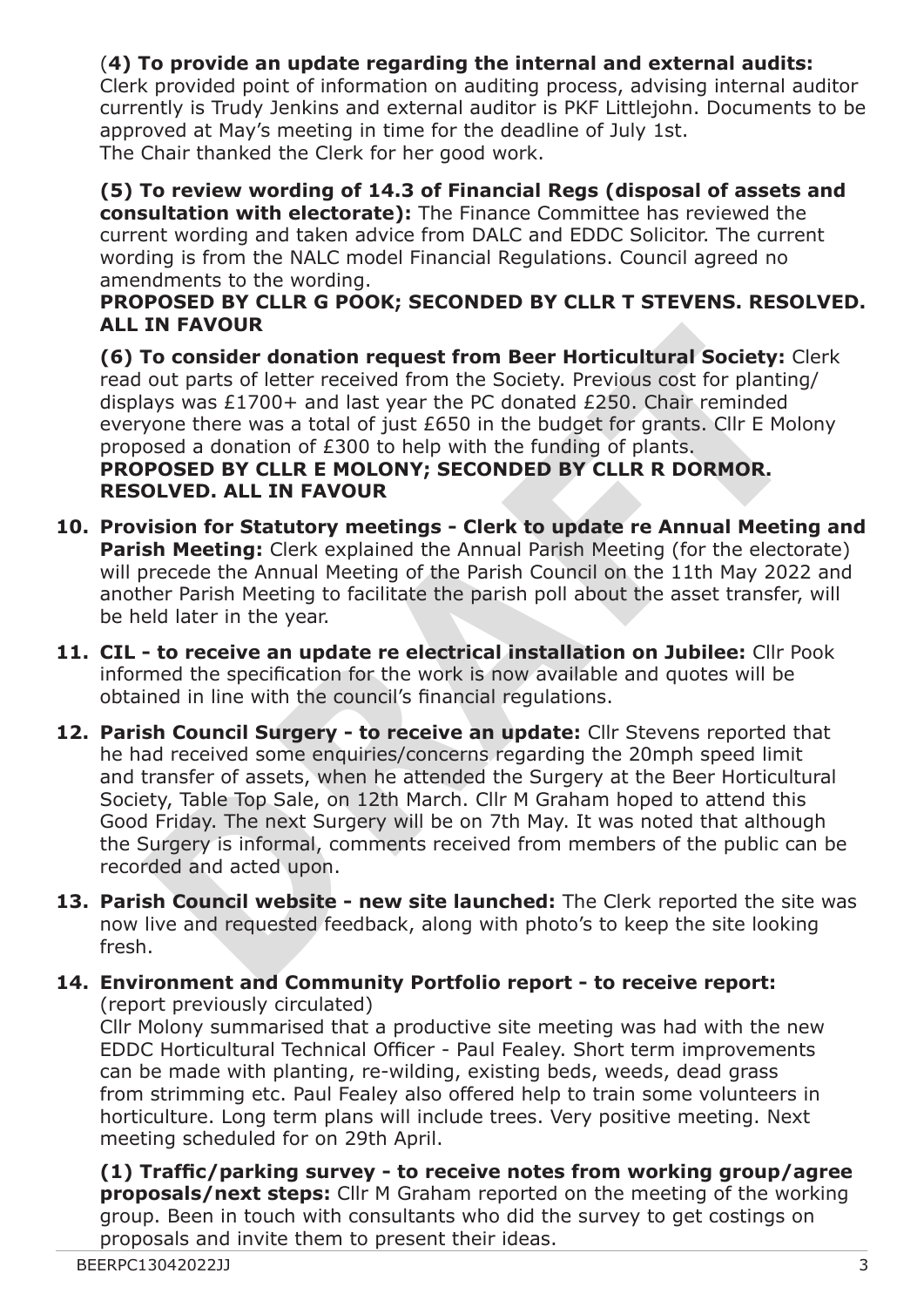(**4) To provide an update regarding the internal and external audits:** Clerk provided point of information on auditing process, advising internal auditor currently is Trudy Jenkins and external auditor is PKF Littlejohn. Documents to be approved at May's meeting in time for the deadline of July 1st.
The Chair thanked the Clerk for her good work.

**(5) To review wording of 14.3 of Financial Regs (disposal of assets and consultation with electorate):** The Finance Committee has reviewed the current wording and taken advice from DALC and EDDC Solicitor. The current wording is from the NALC model Financial Regulations. Council agreed no amendments to the wording.
**PROPOSED BY CLLR G POOK; SECONDED BY CLLR T STEVENS. RESOLVED. ALL IN FAVOUR**

**(6) To consider donation request from Beer Horticultural Society:** Clerk read out parts of letter received from the Society. Previous cost for planting/ displays was £1700+ and last year the PC donated £250. Chair reminded everyone there was a total of just £650 in the budget for grants. Cllr E Molony proposed a donation of £300 to help with the funding of plants.
**PROPOSED BY CLLR E MOLONY; SECONDED BY CLLR R DORMOR. RESOLVED. ALL IN FAVOUR**

10. **Provision for Statutory meetings - Clerk to update re Annual Meeting and Parish Meeting:** Clerk explained the Annual Parish Meeting (for the electorate) will precede the Annual Meeting of the Parish Council on the 11th May 2022 and another Parish Meeting to facilitate the parish poll about the asset transfer, will be held later in the year.

11. **CIL - to receive an update re electrical installation on Jubilee:** Cllr Pook informed the specification for the work is now available and quotes will be obtained in line with the council's financial regulations.

12. **Parish Council Surgery - to receive an update:** Cllr Stevens reported that he had received some enquiries/concerns regarding the 20mph speed limit and transfer of assets, when he attended the Surgery at the Beer Horticultural Society, Table Top Sale, on 12th March. Cllr M Graham hoped to attend this Good Friday. The next Surgery will be on 7th May. It was noted that although the Surgery is informal, comments received from members of the public can be recorded and acted upon.

13. **Parish Council website - new site launched:** The Clerk reported the site was now live and requested feedback, along with photo's to keep the site looking fresh.

14. **Environment and Community Portfolio report - to receive report:** (report previously circulated)
Cllr Molony summarised that a productive site meeting was had with the new EDDC Horticultural Technical Officer - Paul Fealey. Short term improvements can be made with planting, re-wilding, existing beds, weeds, dead grass from strimming etc. Paul Fealey also offered help to train some volunteers in horticulture. Long term plans will include trees. Very positive meeting. Next meeting scheduled for on 29th April.

**(1) Traffic/parking survey - to receive notes from working group/agree proposals/next steps:** Cllr M Graham reported on the meeting of the working group. Been in touch with consultants who did the survey to get costings on proposals and invite them to present their ideas.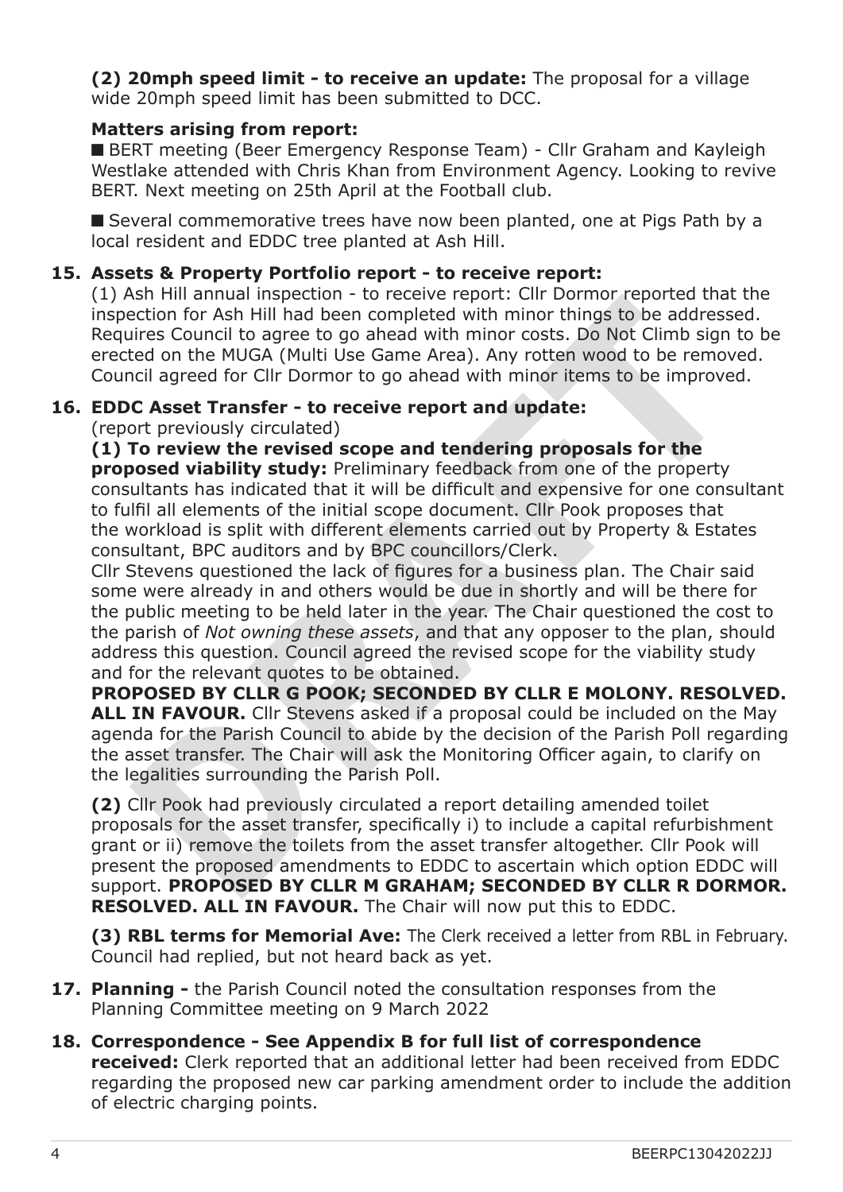**(2) 20mph speed limit - to receive an update:** The proposal for a village wide 20mph speed limit has been submitted to DCC.

**Matters arising from report:**

- BERT meeting (Beer Emergency Response Team) - Cllr Graham and Kayleigh Westlake attended with Chris Khan from Environment Agency. Looking to revive BERT. Next meeting on 25th April at the Football club.

- Several commemorative trees have now been planted, one at Pigs Path by a local resident and EDDC tree planted at Ash Hill.

**15. Assets & Property Portfolio report - to receive report:**

(1) Ash Hill annual inspection - to receive report: Cllr Dormor reported that the inspection for Ash Hill had been completed with minor things to be addressed. Requires Council to agree to go ahead with minor costs. Do Not Climb sign to be erected on the MUGA (Multi Use Game Area). Any rotten wood to be removed. Council agreed for Cllr Dormor to go ahead with minor items to be improved.

**16. EDDC Asset Transfer - to receive report and update:**

(report previously circulated)

**(1) To review the revised scope and tendering proposals for the proposed viability study:** Preliminary feedback from one of the property consultants has indicated that it will be difficult and expensive for one consultant to fulfil all elements of the initial scope document. Cllr Pook proposes that the workload is split with different elements carried out by Property & Estates consultant, BPC auditors and by BPC councillors/Clerk.

Cllr Stevens questioned the lack of figures for a business plan. The Chair said some were already in and others would be due in shortly and will be there for the public meeting to be held later in the year. The Chair questioned the cost to the parish of *Not owning these assets*, and that any opposer to the plan, should address this question. Council agreed the revised scope for the viability study and for the relevant quotes to be obtained.

**PROPOSED BY CLLR G POOK; SECONDED BY CLLR E MOLONY. RESOLVED. ALL IN FAVOUR.** Cllr Stevens asked if a proposal could be included on the May agenda for the Parish Council to abide by the decision of the Parish Poll regarding the asset transfer. The Chair will ask the Monitoring Officer again, to clarify on the legalities surrounding the Parish Poll.

**(2)** Cllr Pook had previously circulated a report detailing amended toilet proposals for the asset transfer, specifically i) to include a capital refurbishment grant or ii) remove the toilets from the asset transfer altogether. Cllr Pook will present the proposed amendments to EDDC to ascertain which option EDDC will support. **PROPOSED BY CLLR M GRAHAM; SECONDED BY CLLR R DORMOR. RESOLVED. ALL IN FAVOUR.** The Chair will now put this to EDDC.

**(3) RBL terms for Memorial Ave:** The Clerk received a letter from RBL in February. Council had replied, but not heard back as yet.

**17. Planning -** the Parish Council noted the consultation responses from the Planning Committee meeting on 9 March 2022

**18. Correspondence - See Appendix B for full list of correspondence received:** Clerk reported that an additional letter had been received from EDDC regarding the proposed new car parking amendment order to include the addition of electric charging points.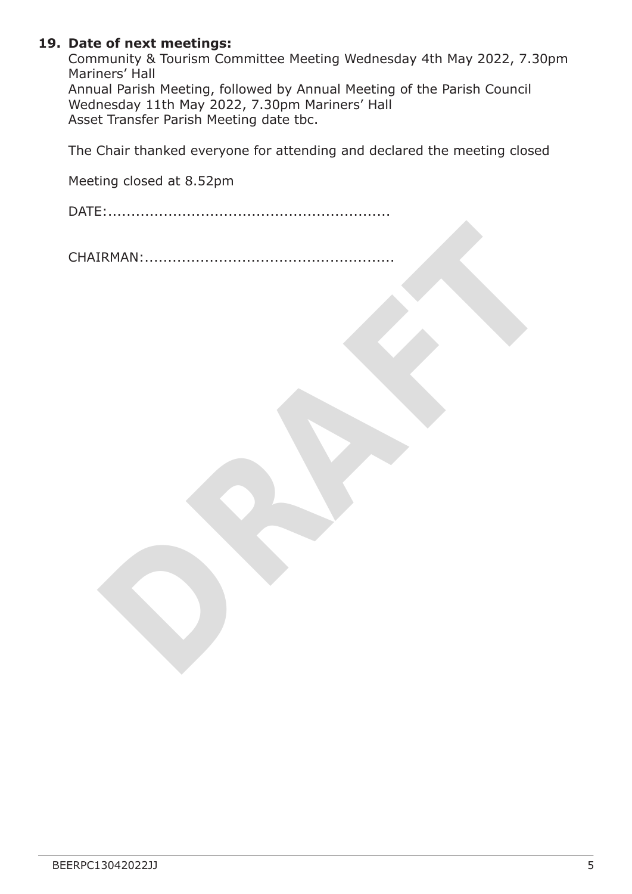**19. Date of next meetings:**

Community & Tourism Committee Meeting Wednesday 4th May 2022, 7.30pm Mariners' Hall
Annual Parish Meeting, followed by Annual Meeting of the Parish Council Wednesday 11th May 2022, 7.30pm Mariners' Hall
Asset Transfer Parish Meeting date tbc.

The Chair thanked everyone for attending and declared the meeting closed

Meeting closed at 8.52pm

DATE:............................................................

CHAIRMAN:.....................................................

DRAFT